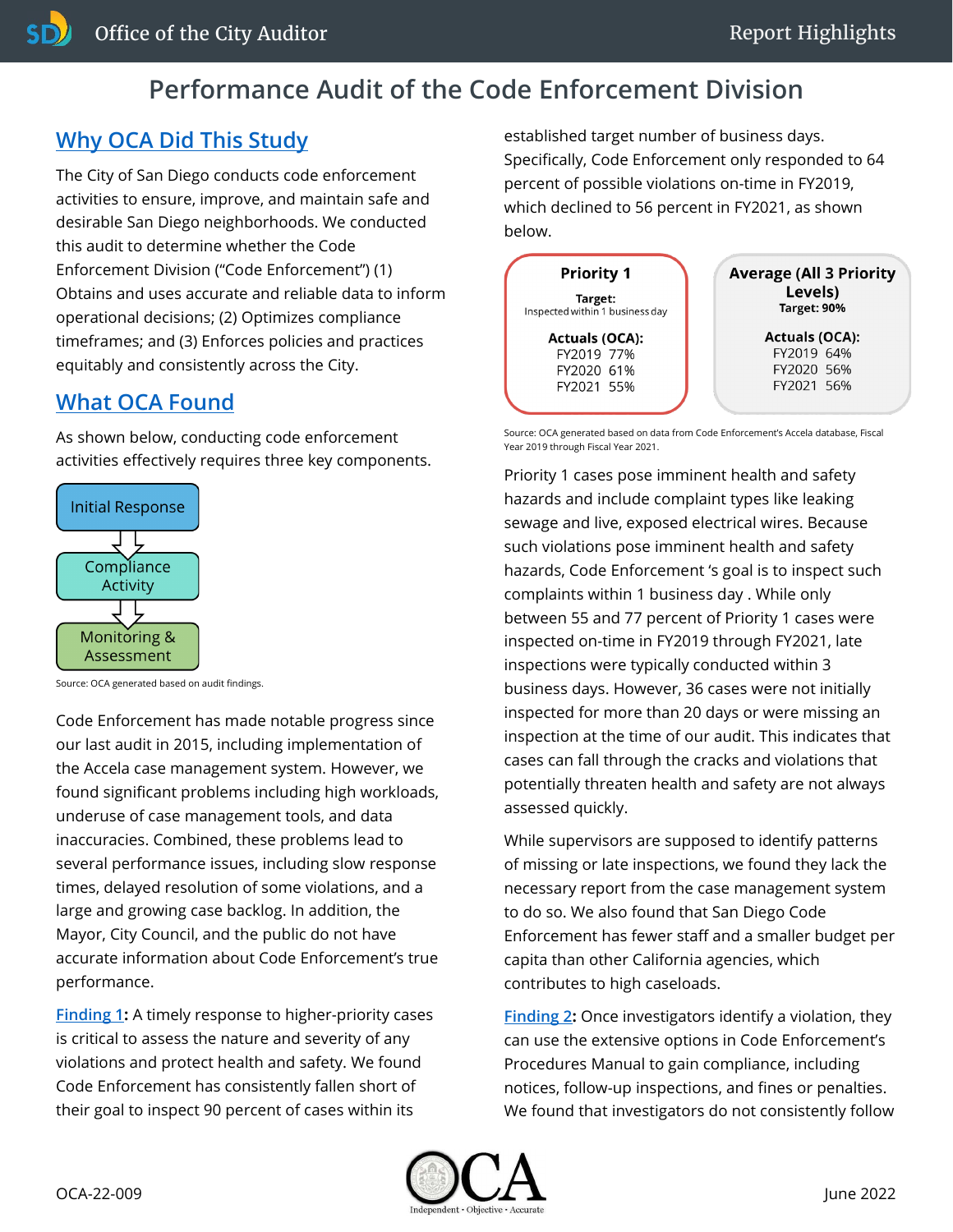# Performance Audit of the Code Enforcement Division

## Why OCA Did This Study

The City of San Diego conducts code enforcement activities to ensure, improve, and maintain safe and desirable San Diego neighborhoods. We conducted this audit to determine whether the Code Enforcement Division ("Code Enforcement") (1) Obtains and uses accurate and reliable data to inform operational decisions; (2) Optimizes compliance timeframes; and (3) Enforces policies and practices equitably and consistently across the City.

## What OCA Found

As shown below, conducting code enforcement activities effectively requires three key components.

Initial Response → Compliance Activity → Monitoring & Assessment

Source: OCA generated based on audit findings.

Code Enforcement has made notable progress since our last audit in 2015, including implementation of the Accela case management system. However, we found significant problems including high workloads, underuse of case management tools, and data inaccuracies. Combined, these problems lead to several performance issues, including slow response times, delayed resolution of some violations, and a large and growing case backlog. In addition, the Mayor, City Council, and the public do not have accurate information about Code Enforcement's true performance.

Finding 1**:** A timely response to higher-priority cases is critical to assess the nature and severity of any violations and protect health and safety. We found Code Enforcement has consistently fallen short of their goal to inspect 90 percent of cases within its established target number of business days. Specifically, Code Enforcement only responded to 64 percent of possible violations on-time in FY2019, which declined to 56 percent in FY2021, as shown below.

| | Priority 1 | Average (All 3 Priority Levels) |
|---|---|---|
| Target | Inspected within 1 business day | 90% |
| Actuals (OCA): FY2019 | 77% | 64% |
| Actuals (OCA): FY2020 | 61% | 56% |
| Actuals (OCA): FY2021 | 55% | 56% |

Source: OCA generated based on data from Code Enforcement's Accela database, Fiscal Year 2019 through Fiscal Year 2021.

Priority 1 cases pose imminent health and safety hazards and include complaint types like leaking sewage and live, exposed electrical wires. Because such violations pose imminent health and safety hazards, Code Enforcement 's goal is to inspect such complaints within 1 business day . While only between 55 and 77 percent of Priority 1 cases were inspected on-time in FY2019 through FY2021, late inspections were typically conducted within 3 business days. However, 36 cases were not initially inspected for more than 20 days or were missing an inspection at the time of our audit. This indicates that cases can fall through the cracks and violations that potentially threaten health and safety are not always assessed quickly.

While supervisors are supposed to identify patterns of missing or late inspections, we found they lack the necessary report from the case management system to do so. We also found that San Diego Code Enforcement has fewer staff and a smaller budget per capita than other California agencies, which contributes to high caseloads.

Finding 2**:** Once investigators identify a violation, they can use the extensive options in Code Enforcement's Procedures Manual to gain compliance, including notices, follow-up inspections, and fines or penalties. We found that investigators do not consistently follow

OCA-22-009

June 2022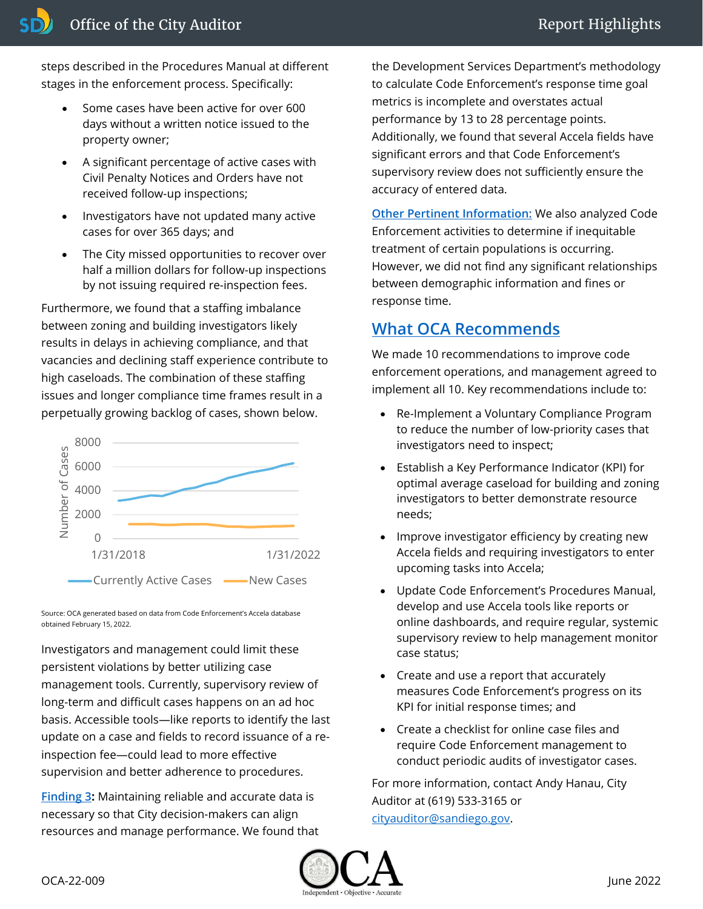steps described in the Procedures Manual at different stages in the enforcement process. Specifically:

- Some cases have been active for over 600 days without a written notice issued to the property owner;
- A significant percentage of active cases with Civil Penalty Notices and Orders have not received follow-up inspections;
- Investigators have not updated many active cases for over 365 days; and
- The City missed opportunities to recover over half a million dollars for follow-up inspections by not issuing required re-inspection fees.

Furthermore, we found that a staffing imbalance between zoning and building investigators likely results in delays in achieving compliance, and that vacancies and declining staff experience contribute to high caseloads. The combination of these staffing issues and longer compliance time frames result in a perpetually growing backlog of cases, shown below.

Number of Cases
8000
6000
4000
2000
0
1/31/2018
1/31/2022
Currently Active Cases
New Cases

Source: OCA generated based on data from Code Enforcement's Accela database obtained February 15, 2022.

Investigators and management could limit these persistent violations by better utilizing case management tools. Currently, supervisory review of long-term and difficult cases happens on an ad hoc basis. Accessible tools—like reports to identify the last update on a case and fields to record issuance of a re-inspection fee—could lead to more effective supervision and better adherence to procedures.

**Finding 3:** Maintaining reliable and accurate data is necessary so that City decision-makers can align resources and manage performance. We found that the Development Services Department's methodology to calculate Code Enforcement's response time goal metrics is incomplete and overstates actual performance by 13 to 28 percentage points. Additionally, we found that several Accela fields have significant errors and that Code Enforcement's supervisory review does not sufficiently ensure the accuracy of entered data.

**Other Pertinent Information:** We also analyzed Code Enforcement activities to determine if inequitable treatment of certain populations is occurring. However, we did not find any significant relationships between demographic information and fines or response time.

## What OCA Recommends

We made 10 recommendations to improve code enforcement operations, and management agreed to implement all 10. Key recommendations include to:

- Re-Implement a Voluntary Compliance Program to reduce the number of low-priority cases that investigators need to inspect;
- Establish a Key Performance Indicator (KPI) for optimal average caseload for building and zoning investigators to better demonstrate resource needs;
- Improve investigator efficiency by creating new Accela fields and requiring investigators to enter upcoming tasks into Accela;
- Update Code Enforcement's Procedures Manual, develop and use Accela tools like reports or online dashboards, and require regular, systemic supervisory review to help management monitor case status;
- Create and use a report that accurately measures Code Enforcement's progress on its KPI for initial response times; and
- Create a checklist for online case files and require Code Enforcement management to conduct periodic audits of investigator cases.

For more information, contact Andy Hanau, City Auditor at (619) 533-3165 or cityauditor@sandiego.gov.

OCA-22-009

June 2022